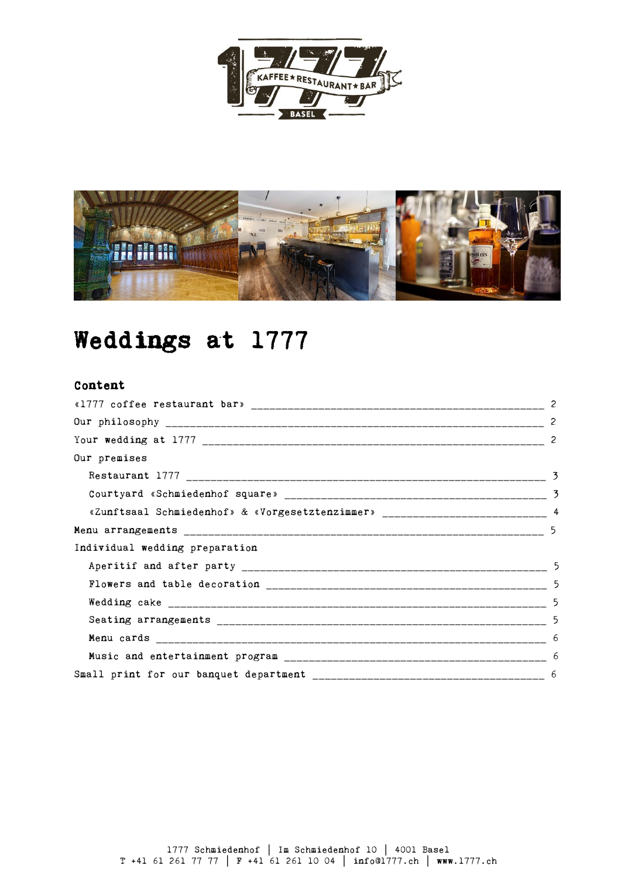# Weddings at 1777

## Content

| | |
|---|---|
| «1777 coffee restaurant bar» | 2 |
| Our philosophy | 2 |
| Your wedding at 1777 | 2 |
| Our premises | |
| Restaurant 1777 | 3 |
| Courtyard «Schmiedenhof square» | 3 |
| «Zunftsaal Schmiedenhof» & «Vorgesetztenzimmer» | 4 |
| Menu arrangements | 5 |
| Individual wedding preparation | |
| Aperitif and after party | 5 |
| Flowers and table decoration | 5 |
| Wedding cake | 5 |
| Seating arrangements | 5 |
| Menu cards | 6 |
| Music and entertainment program | 6 |
| Small print for our banquet department | 6 |

1777 Schmiedenhof | Im Schmiedenhof 10 | 4001 Basel
T +41 61 261 77 77 | F +41 61 261 10 04 | info@1777.ch | www.1777.ch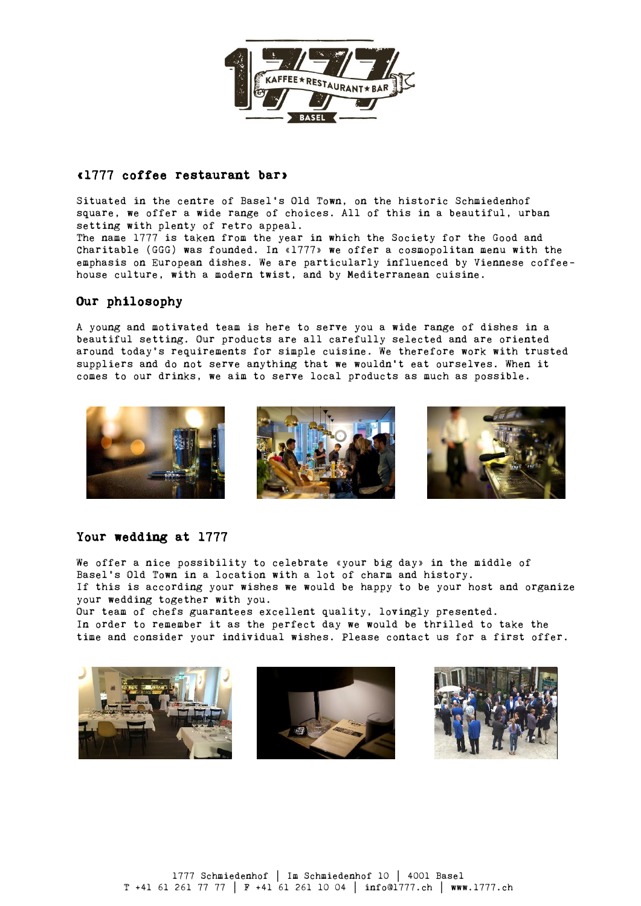## «1777 coffee restaurant bar»

Situated in the centre of Basel's Old Town, on the historic Schmiedenhof square, we offer a wide range of choices. All of this in a beautiful, urban setting with plenty of retro appeal.
The name 1777 is taken from the year in which the Society for the Good and Charitable (GGG) was founded. In «1777» we offer a cosmopolitan menu with the emphasis on European dishes. We are particularly influenced by Viennese coffee-house culture, with a modern twist, and by Mediterranean cuisine.

## Our philosophy

A young and motivated team is here to serve you a wide range of dishes in a beautiful setting. Our products are all carefully selected and are oriented around today's requirements for simple cuisine. We therefore work with trusted suppliers and do not serve anything that we wouldn't eat ourselves. When it comes to our drinks, we aim to serve local products as much as possible.

## Your wedding at 1777

We offer a nice possibility to celebrate «your big day» in the middle of Basel's Old Town in a location with a lot of charm and history.
If this is according your wishes we would be happy to be your host and organize your wedding together with you.
Our team of chefs guarantees excellent quality, lovingly presented.
In order to remember it as the perfect day we would be thrilled to take the time and consider your individual wishes. Please contact us for a first offer.

1777 Schmiedenhof | Im Schmiedenhof 10 | 4001 Basel
T +41 61 261 77 77 | F +41 61 261 10 04 | info@1777.ch | www.1777.ch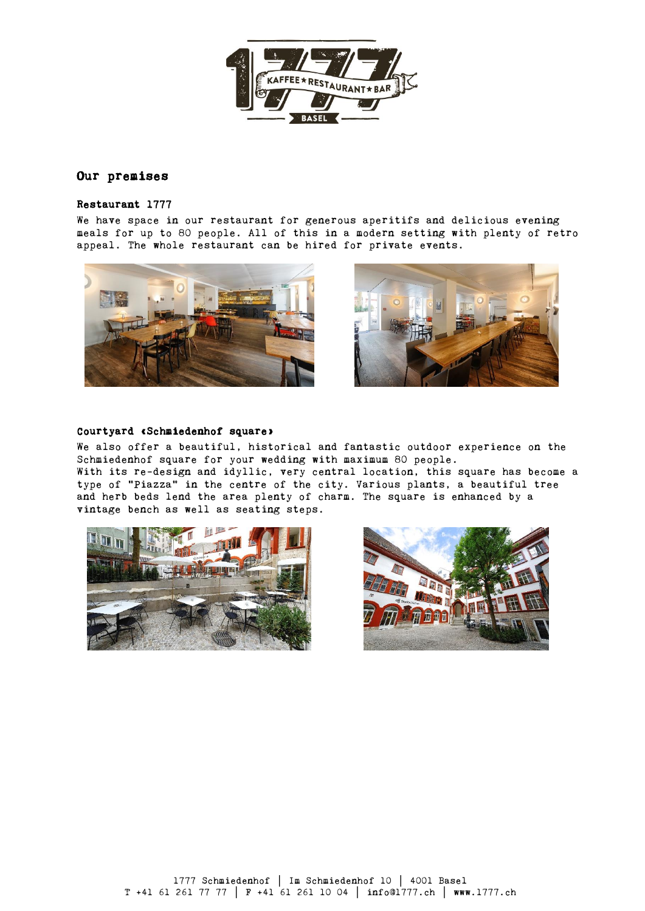## Our premises

### Restaurant 1777

We have space in our restaurant for generous aperitifs and delicious evening meals for up to 80 people. All of this in a modern setting with plenty of retro appeal. The whole restaurant can be hired for private events.

### Courtyard «Schmiedenhof square»

We also offer a beautiful, historical and fantastic outdoor experience on the Schmiedenhof square for your wedding with maximum 80 people.
With its re-design and idyllic, very central location, this square has become a type of "Piazza" in the centre of the city. Various plants, a beautiful tree and herb beds lend the area plenty of charm. The square is enhanced by a vintage bench as well as seating steps.

1777 Schmiedenhof | Im Schmiedenhof 10 | 4001 Basel
T +41 61 261 77 77 | F +41 61 261 10 04 | info@1777.ch | www.1777.ch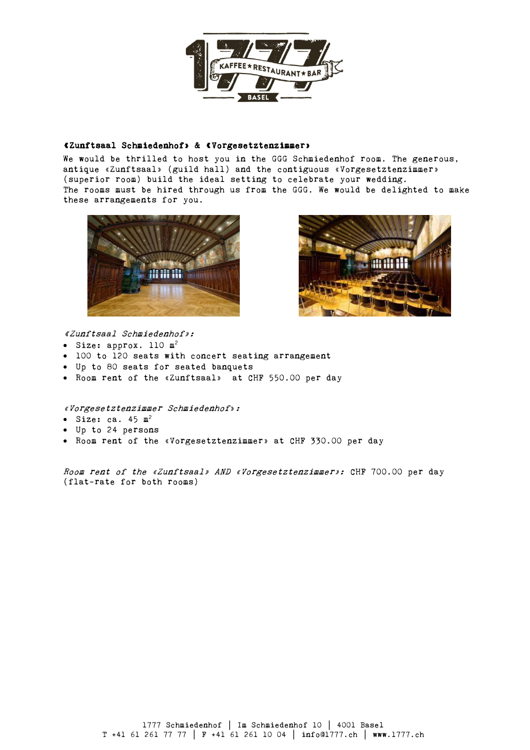**«Zunftsaal Schmiedenhof» & «Vorgesetztenzimmer»**

We would be thrilled to host you in the GGG Schmiedenhof room. The generous, antique «Zunftsaal» (guild hall) and the contiguous «Vorgesetztenzimmer» (superior room) build the ideal setting to celebrate your wedding.
The rooms must be hired through us from the GGG. We would be delighted to make these arrangements for you.

*«Zunftsaal Schmiedenhof»:*

- Size: approx. 110 m$^2$
- 100 to 120 seats with concert seating arrangement
- Up to 80 seats for seated banquets
- Room rent of the «Zunftsaal» at CHF 550.00 per day

*«Vorgesetztenzimmer Schmiedenhof»:*

- Size: ca. 45 m$^2$
- Up to 24 persons
- Room rent of the «Vorgesetztenzimmer» at CHF 330.00 per day

*Room rent of the «Zunftsaal» AND «Vorgesetztenzimmer»:* CHF 700.00 per day (flat-rate for both rooms)

1777 Schmiedenhof | Im Schmiedenhof 10 | 4001 Basel
T +41 61 261 77 77 | F +41 61 261 10 04 | info@1777.ch | www.1777.ch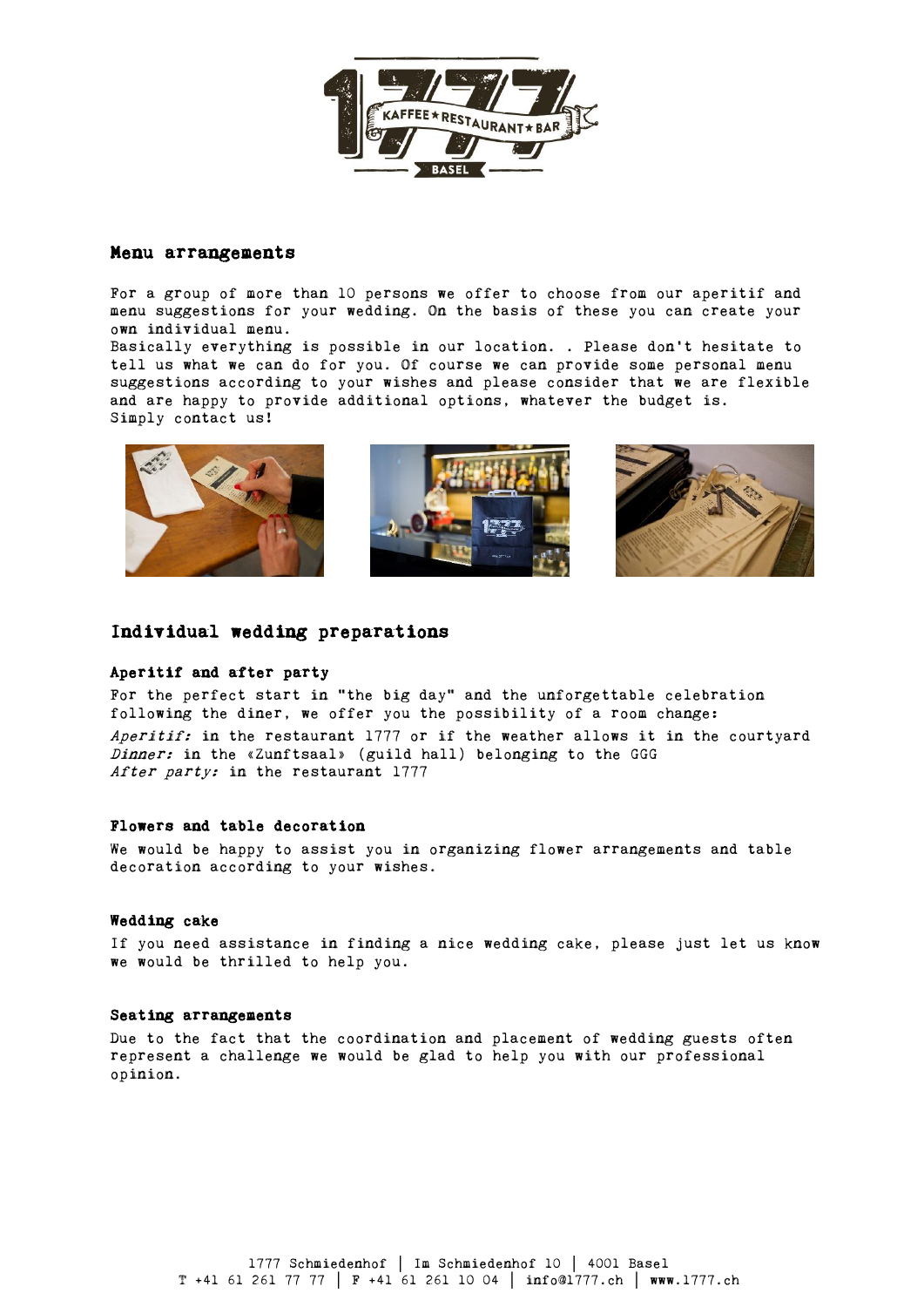## Menu arrangements

For a group of more than 10 persons we offer to choose from our aperitif and menu suggestions for your wedding. On the basis of these you can create your own individual menu.
Basically everything is possible in our location. . Please don't hesitate to tell us what we can do for you. Of course we can provide some personal menu suggestions according to your wishes and please consider that we are flexible and are happy to provide additional options, whatever the budget is.
Simply contact us!

## Individual wedding preparations

### Aperitif and after party

For the perfect start in "the big day" and the unforgettable celebration following the diner, we offer you the possibility of a room change:

*Aperitif:* in the restaurant 1777 or if the weather allows it in the courtyard
*Dinner:* in the «Zunftsaal» (guild hall) belonging to the GGG
*After party:* in the restaurant 1777

### Flowers and table decoration

We would be happy to assist you in organizing flower arrangements and table decoration according to your wishes.

### Wedding cake

If you need assistance in finding a nice wedding cake, please just let us know we would be thrilled to help you.

### Seating arrangements

Due to the fact that the coordination and placement of wedding guests often represent a challenge we would be glad to help you with our professional opinion.

1777 Schmiedenhof | Im Schmiedenhof 10 | 4001 Basel
T +41 61 261 77 77 | F +41 61 261 10 04 | info@1777.ch | www.1777.ch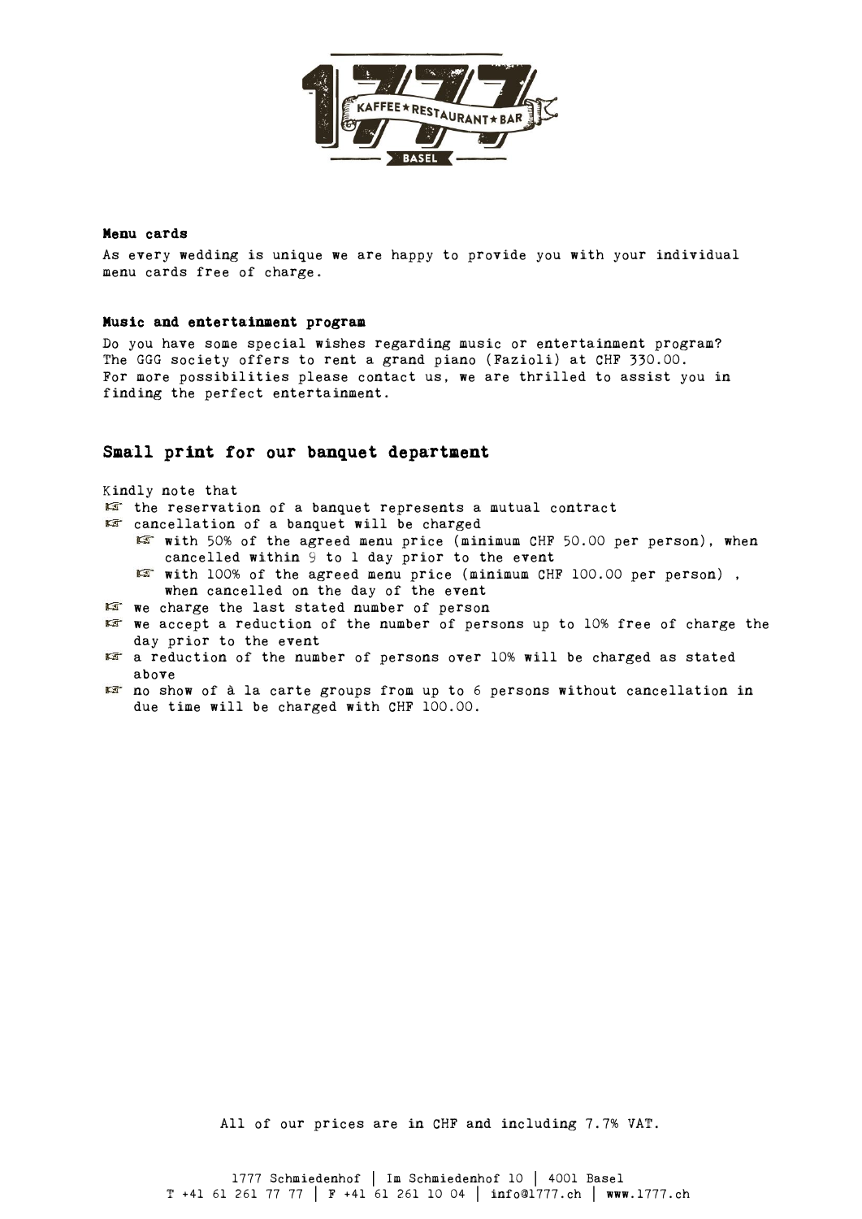### Menu cards

As every wedding is unique we are happy to provide you with your individual menu cards free of charge.

### Music and entertainment program

Do you have some special wishes regarding music or entertainment program?
The GGG society offers to rent a grand piano (Fazioli) at CHF 330.00.
For more possibilities please contact us, we are thrilled to assist you in finding the perfect entertainment.

## Small print for our banquet department

Kindly note that

- the reservation of a banquet represents a mutual contract
- cancellation of a banquet will be charged
  - with 50% of the agreed menu price (minimum CHF 50.00 per person), when cancelled within 9 to 1 day prior to the event
  - with 100% of the agreed menu price (minimum CHF 100.00 per person) , when cancelled on the day of the event
- we charge the last stated number of person
- we accept a reduction of the number of persons up to 10% free of charge the day prior to the event
- a reduction of the number of persons over 10% will be charged as stated above
- no show of à la carte groups from up to 6 persons without cancellation in due time will be charged with CHF 100.00.

All of our prices are in CHF and including 7.7% VAT.

1777 Schmiedenhof | Im Schmiedenhof 10 | 4001 Basel
T +41 61 261 77 77 | F +41 61 261 10 04 | info@1777.ch | www.1777.ch